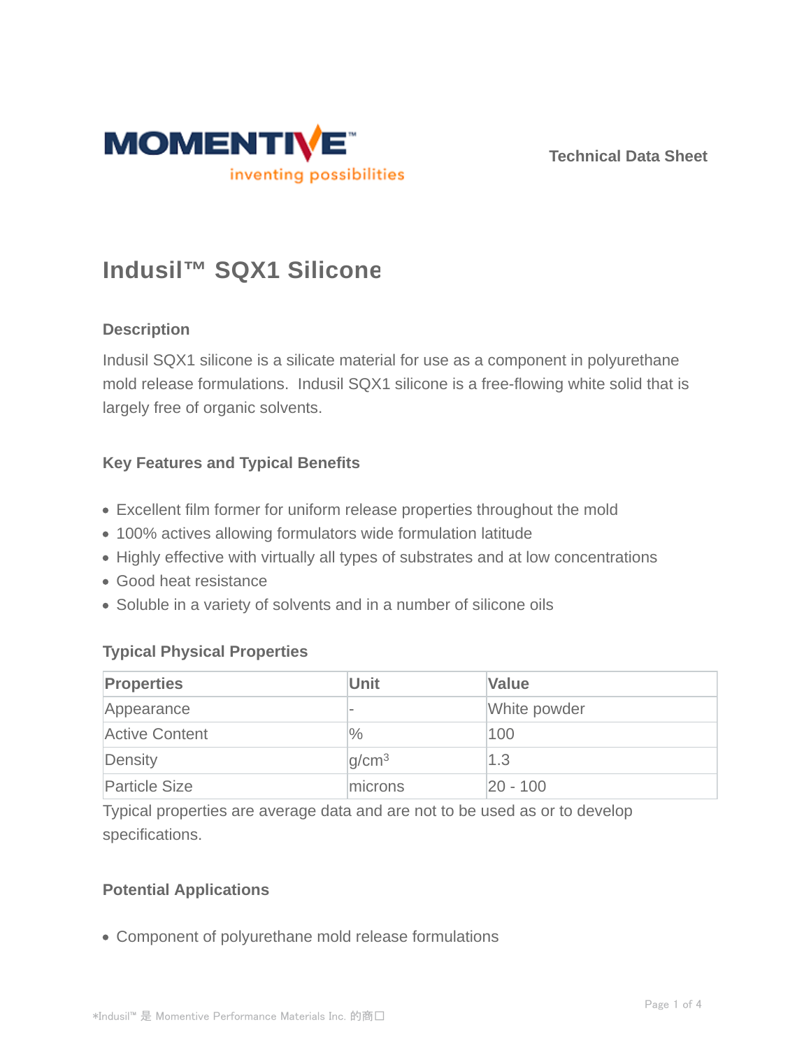MOMENTIVE™

inventing possibilities

Technical Data Sheet

# Indusil™ SQX1 Silicone

## Description

Indusil SQX1 silicone is a silicate material for use as a component in polyurethane mold release formulations. Indusil SQX1 silicone is a free-flowing white solid that is largely free of organic solvents.

## Key Features and Typical Benefits

- Excellent film former for uniform release properties throughout the mold
- 100% actives allowing formulators wide formulation latitude
- Highly effective with virtually all types of substrates and at low concentrations
- Good heat resistance
- Soluble in a variety of solvents and in a number of silicone oils

## Typical Physical Properties

| Properties | Unit | Value |
| --- | --- | --- |
| Appearance | - | White powder |
| Active Content | % | 100 |
| Density | $g/cm^3$ | 1.3 |
| Particle Size | microns | 20 - 100 |

Typical properties are average data and are not to be used as or to develop specifications.

## Potential Applications

- Component of polyurethane mold release formulations

*Indusil™ 是 Momentive Performance Materials Inc. 的商口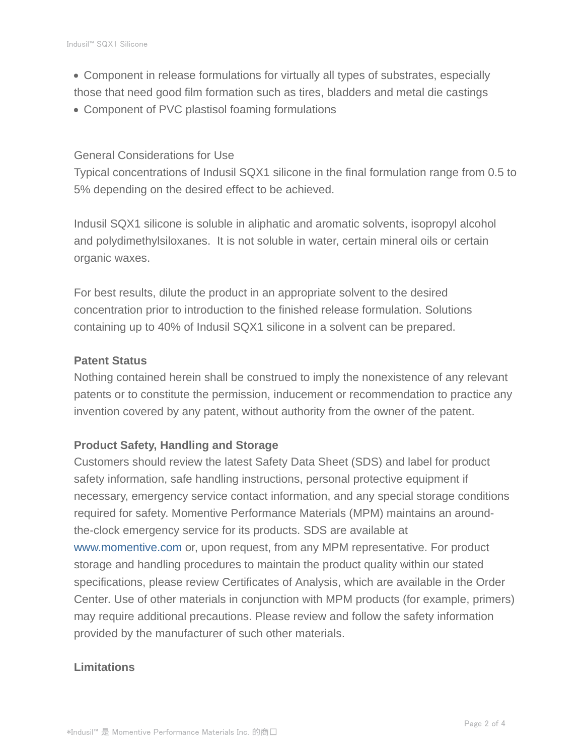- Component in release formulations for virtually all types of substrates, especially those that need good film formation such as tires, bladders and metal die castings
- Component of PVC plastisol foaming formulations

General Considerations for Use

Typical concentrations of Indusil SQX1 silicone in the final formulation range from 0.5 to 5% depending on the desired effect to be achieved.

Indusil SQX1 silicone is soluble in aliphatic and aromatic solvents, isopropyl alcohol and polydimethylsiloxanes. It is not soluble in water, certain mineral oils or certain organic waxes.

For best results, dilute the product in an appropriate solvent to the desired concentration prior to introduction to the finished release formulation. Solutions containing up to 40% of Indusil SQX1 silicone in a solvent can be prepared.

**Patent Status**

Nothing contained herein shall be construed to imply the nonexistence of any relevant patents or to constitute the permission, inducement or recommendation to practice any invention covered by any patent, without authority from the owner of the patent.

**Product Safety, Handling and Storage**

Customers should review the latest Safety Data Sheet (SDS) and label for product safety information, safe handling instructions, personal protective equipment if necessary, emergency service contact information, and any special storage conditions required for safety. Momentive Performance Materials (MPM) maintains an around-the-clock emergency service for its products. SDS are available at www.momentive.com or, upon request, from any MPM representative. For product storage and handling procedures to maintain the product quality within our stated specifications, please review Certificates of Analysis, which are available in the Order Center. Use of other materials in conjunction with MPM products (for example, primers) may require additional precautions. Please review and follow the safety information provided by the manufacturer of such other materials.

**Limitations**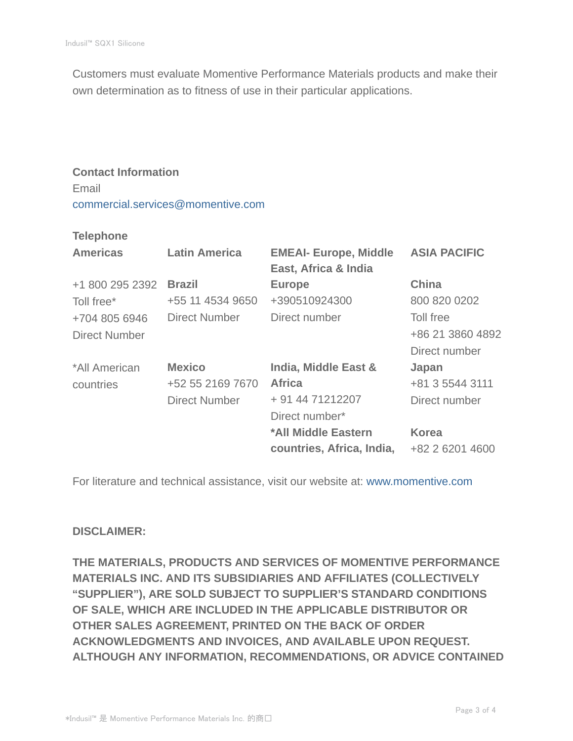Customers must evaluate Momentive Performance Materials products and make their own determination as to fitness of use in their particular applications.

**Contact Information**

Email

commercial.services@momentive.com

**Telephone**

| **Americas** | **Latin America** | **EMEAI- Europe, Middle East, Africa & India** | **ASIA PACIFIC** |
|---|---|---|---|
| +1 800 295 2392<br>Toll free*<br>+704 805 6946<br>Direct Number | **Brazil**<br>+55 11 4534 9650<br>Direct Number | **Europe**<br>+390510924300<br>Direct number | **China**<br>800 820 0202<br>Toll free<br>+86 21 3860 4892<br>Direct number |
| *All American countries | **Mexico**<br>+52 55 2169 7670<br>Direct Number | **India, Middle East & Africa**<br>+ 91 44 71212207<br>Direct number* | **Japan**<br>+81 3 5544 3111<br>Direct number |
| | | ***All Middle Eastern countries, Africa, India,** | **Korea**<br>+82 2 6201 4600 |

For literature and technical assistance, visit our website at: www.momentive.com

**DISCLAIMER:**

**THE MATERIALS, PRODUCTS AND SERVICES OF MOMENTIVE PERFORMANCE MATERIALS INC. AND ITS SUBSIDIARIES AND AFFILIATES (COLLECTIVELY "SUPPLIER"), ARE SOLD SUBJECT TO SUPPLIER'S STANDARD CONDITIONS OF SALE, WHICH ARE INCLUDED IN THE APPLICABLE DISTRIBUTOR OR OTHER SALES AGREEMENT, PRINTED ON THE BACK OF ORDER ACKNOWLEDGMENTS AND INVOICES, AND AVAILABLE UPON REQUEST. ALTHOUGH ANY INFORMATION, RECOMMENDATIONS, OR ADVICE CONTAINED**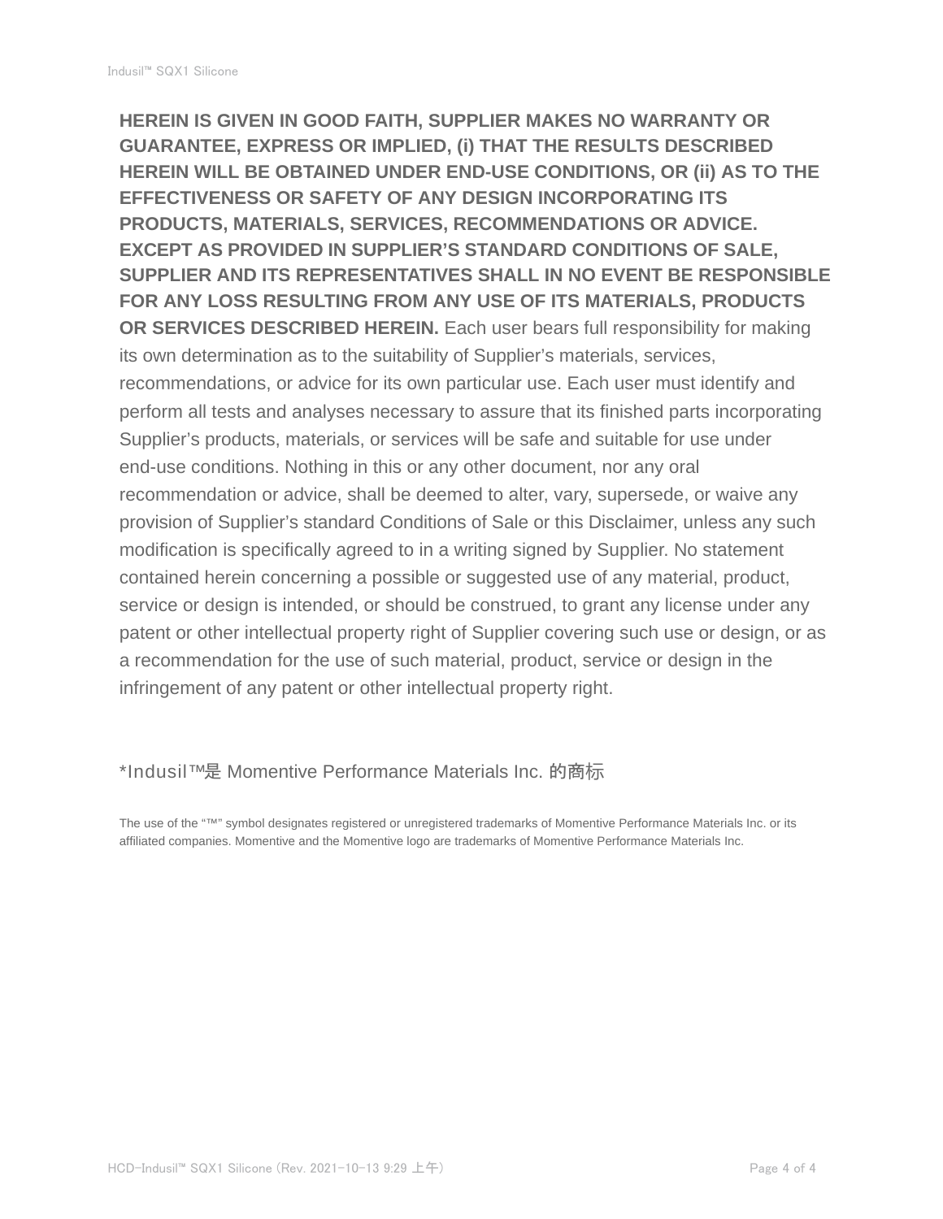**HEREIN IS GIVEN IN GOOD FAITH, SUPPLIER MAKES NO WARRANTY OR GUARANTEE, EXPRESS OR IMPLIED, (i) THAT THE RESULTS DESCRIBED HEREIN WILL BE OBTAINED UNDER END-USE CONDITIONS, OR (ii) AS TO THE EFFECTIVENESS OR SAFETY OF ANY DESIGN INCORPORATING ITS PRODUCTS, MATERIALS, SERVICES, RECOMMENDATIONS OR ADVICE. EXCEPT AS PROVIDED IN SUPPLIER'S STANDARD CONDITIONS OF SALE, SUPPLIER AND ITS REPRESENTATIVES SHALL IN NO EVENT BE RESPONSIBLE FOR ANY LOSS RESULTING FROM ANY USE OF ITS MATERIALS, PRODUCTS OR SERVICES DESCRIBED HEREIN.** Each user bears full responsibility for making its own determination as to the suitability of Supplier's materials, services, recommendations, or advice for its own particular use. Each user must identify and perform all tests and analyses necessary to assure that its finished parts incorporating Supplier's products, materials, or services will be safe and suitable for use under end-use conditions. Nothing in this or any other document, nor any oral recommendation or advice, shall be deemed to alter, vary, supersede, or waive any provision of Supplier's standard Conditions of Sale or this Disclaimer, unless any such modification is specifically agreed to in a writing signed by Supplier. No statement contained herein concerning a possible or suggested use of any material, product, service or design is intended, or should be construed, to grant any license under any patent or other intellectual property right of Supplier covering such use or design, or as a recommendation for the use of such material, product, service or design in the infringement of any patent or other intellectual property right.

*Indusil™是 Momentive Performance Materials Inc. 的商标

The use of the "™" symbol designates registered or unregistered trademarks of Momentive Performance Materials Inc. or its affiliated companies. Momentive and the Momentive logo are trademarks of Momentive Performance Materials Inc.